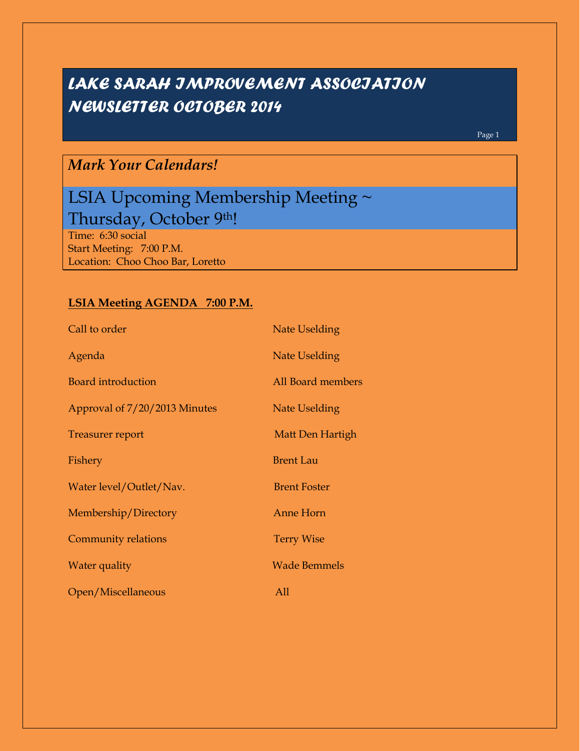# LAKE SARAH IMPROVEMENT ASSOCIATION NEWSLETTER OCTOBER 2014

## *Mark Your Calendars!*

## LSIA Upcoming Membership Meeting ~ Thursday, October 9th!

Time: 6:30 social
Start Meeting: 7:00 P.M.
Location: Choo Choo Bar, Loretto

**LSIA Meeting AGENDA 7:00 P.M.**

| | |
|---|---|
| Call to order | Nate Uselding |
| Agenda | Nate Uselding |
| Board introduction | All Board members |
| Approval of 7/20/2013 Minutes | Nate Uselding |
| Treasurer report | Matt Den Hartigh |
| Fishery | Brent Lau |
| Water level/Outlet/Nav. | Brent Foster |
| Membership/Directory | Anne Horn |
| Community relations | Terry Wise |
| Water quality | Wade Bemmels |
| Open/Miscellaneous | All |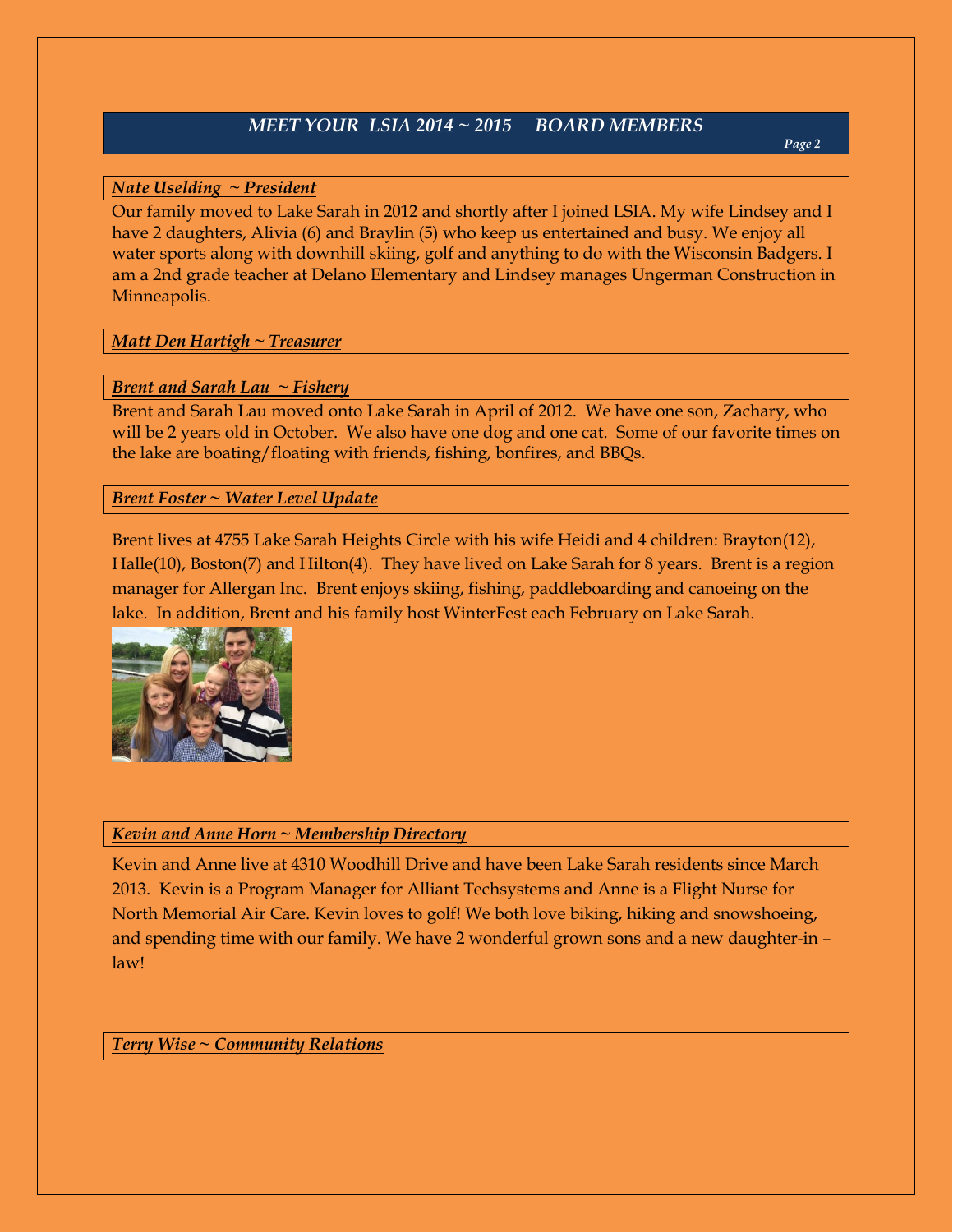# MEET YOUR LSIA 2014 ~ 2015 BOARD MEMBERS

### *Nate Uselding ~ President*

Our family moved to Lake Sarah in 2012 and shortly after I joined LSIA. My wife Lindsey and I have 2 daughters, Alivia (6) and Braylin (5) who keep us entertained and busy. We enjoy all water sports along with downhill skiing, golf and anything to do with the Wisconsin Badgers. I am a 2nd grade teacher at Delano Elementary and Lindsey manages Ungerman Construction in Minneapolis.

### *Matt Den Hartigh ~ Treasurer*

### *Brent and Sarah Lau ~ Fishery*

Brent and Sarah Lau moved onto Lake Sarah in April of 2012. We have one son, Zachary, who will be 2 years old in October. We also have one dog and one cat. Some of our favorite times on the lake are boating/floating with friends, fishing, bonfires, and BBQs.

### *Brent Foster ~ Water Level Update*

Brent lives at 4755 Lake Sarah Heights Circle with his wife Heidi and 4 children: Brayton(12), Halle(10), Boston(7) and Hilton(4). They have lived on Lake Sarah for 8 years. Brent is a region manager for Allergan Inc. Brent enjoys skiing, fishing, paddleboarding and canoeing on the lake. In addition, Brent and his family host WinterFest each February on Lake Sarah.

### *Kevin and Anne Horn ~ Membership Directory*

Kevin and Anne live at 4310 Woodhill Drive and have been Lake Sarah residents since March 2013. Kevin is a Program Manager for Alliant Techsystems and Anne is a Flight Nurse for North Memorial Air Care. Kevin loves to golf! We both love biking, hiking and snowshoeing, and spending time with our family. We have 2 wonderful grown sons and a new daughter-in – law!

### *Terry Wise ~ Community Relations*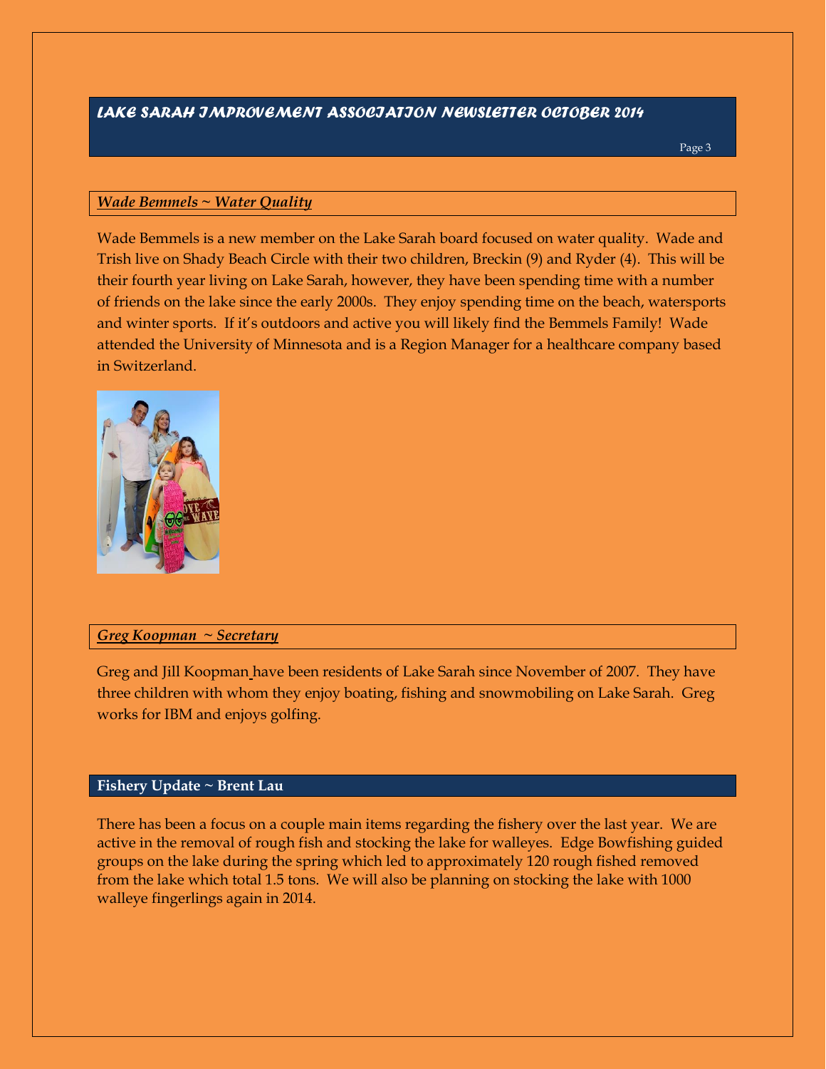## *Wade Bemmels ~ Water Quality*

Wade Bemmels is a new member on the Lake Sarah board focused on water quality. Wade and Trish live on Shady Beach Circle with their two children, Breckin (9) and Ryder (4). This will be their fourth year living on Lake Sarah, however, they have been spending time with a number of friends on the lake since the early 2000s. They enjoy spending time on the beach, watersports and winter sports. If it's outdoors and active you will likely find the Bemmels Family! Wade attended the University of Minnesota and is a Region Manager for a healthcare company based in Switzerland.

## *Greg Koopman ~ Secretary*

Greg and Jill Koopman have been residents of Lake Sarah since November of 2007. They have three children with whom they enjoy boating, fishing and snowmobiling on Lake Sarah. Greg works for IBM and enjoys golfing.

## Fishery Update ~ Brent Lau

There has been a focus on a couple main items regarding the fishery over the last year. We are active in the removal of rough fish and stocking the lake for walleyes. Edge Bowfishing guided groups on the lake during the spring which led to approximately 120 rough fished removed from the lake which total 1.5 tons. We will also be planning on stocking the lake with 1000 walleye fingerlings again in 2014.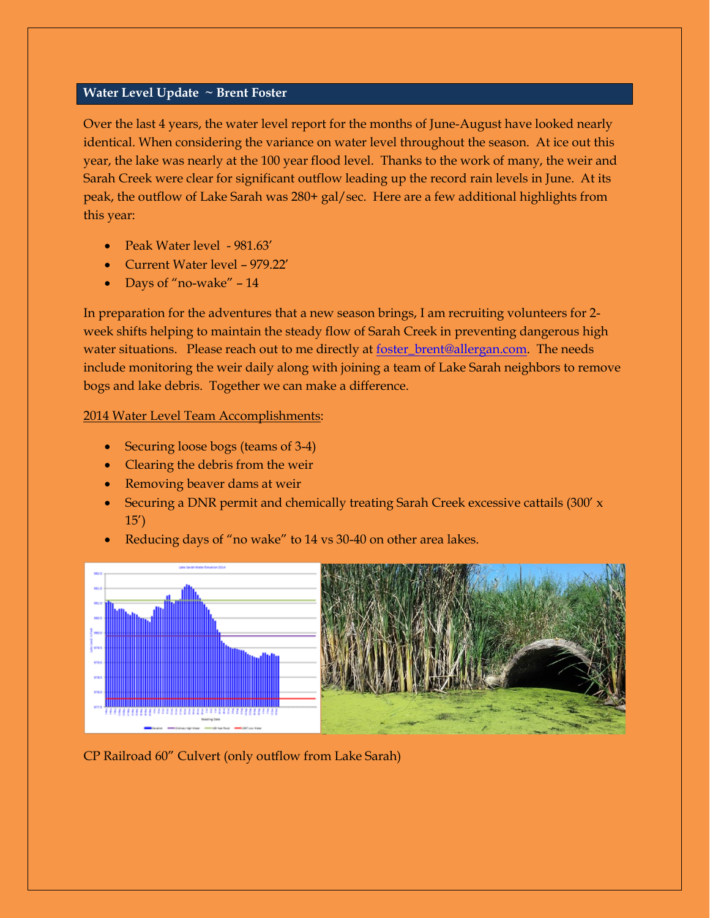## Water Level Update ~ Brent Foster

Over the last 4 years, the water level report for the months of June-August have looked nearly identical. When considering the variance on water level throughout the season. At ice out this year, the lake was nearly at the 100 year flood level. Thanks to the work of many, the weir and Sarah Creek were clear for significant outflow leading up the record rain levels in June. At its peak, the outflow of Lake Sarah was 280+ gal/sec. Here are a few additional highlights from this year:

- Peak Water level - 981.63'
- Current Water level – 979.22'
- Days of "no-wake" – 14

In preparation for the adventures that a new season brings, I am recruiting volunteers for 2-week shifts helping to maintain the steady flow of Sarah Creek in preventing dangerous high water situations. Please reach out to me directly at foster_brent@allergan.com. The needs include monitoring the weir daily along with joining a team of Lake Sarah neighbors to remove bogs and lake debris. Together we can make a difference.

2014 Water Level Team Accomplishments:

- Securing loose bogs (teams of 3-4)
- Clearing the debris from the weir
- Removing beaver dams at weir
- Securing a DNR permit and chemically treating Sarah Creek excessive cattails (300' x 15')
- Reducing days of "no wake" to 14 vs 30-40 on other area lakes.

CP Railroad 60" Culvert (only outflow from Lake Sarah)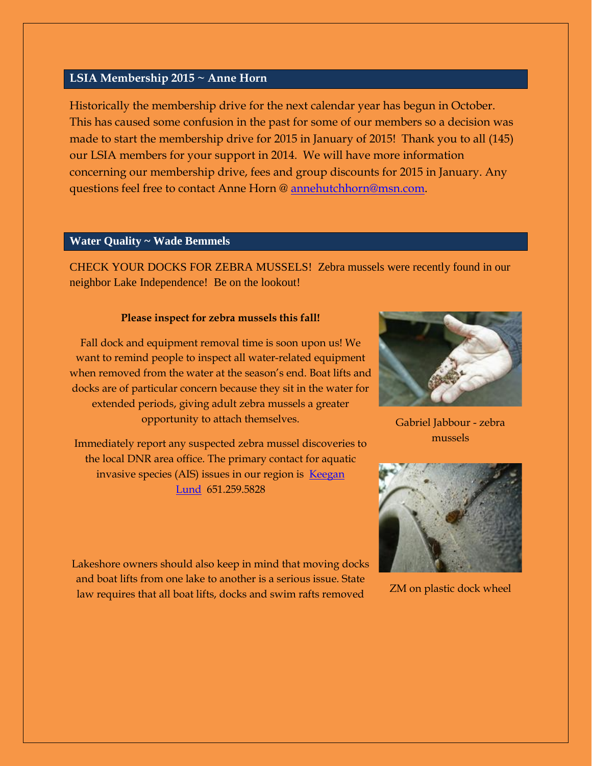## LSIA Membership 2015 ~ Anne Horn

Historically the membership drive for the next calendar year has begun in October. This has caused some confusion in the past for some of our members so a decision was made to start the membership drive for 2015 in January of 2015! Thank you to all (145) our LSIA members for your support in 2014. We will have more information concerning our membership drive, fees and group discounts for 2015 in January. Any questions feel free to contact Anne Horn @ annehutchhorn@msn.com.

## Water Quality ~ Wade Bemmels

CHECK YOUR DOCKS FOR ZEBRA MUSSELS! Zebra mussels were recently found in our neighbor Lake Independence! Be on the lookout!

**Please inspect for zebra mussels this fall!**

Fall dock and equipment removal time is soon upon us! We want to remind people to inspect all water-related equipment when removed from the water at the season's end. Boat lifts and docks are of particular concern because they sit in the water for extended periods, giving adult zebra mussels a greater opportunity to attach themselves.

Gabriel Jabbour - zebra mussels

Immediately report any suspected zebra mussel discoveries to the local DNR area office. The primary contact for aquatic invasive species (AIS) issues in our region is Keegan Lund 651.259.5828

ZM on plastic dock wheel

Lakeshore owners should also keep in mind that moving docks and boat lifts from one lake to another is a serious issue. State law requires that all boat lifts, docks and swim rafts removed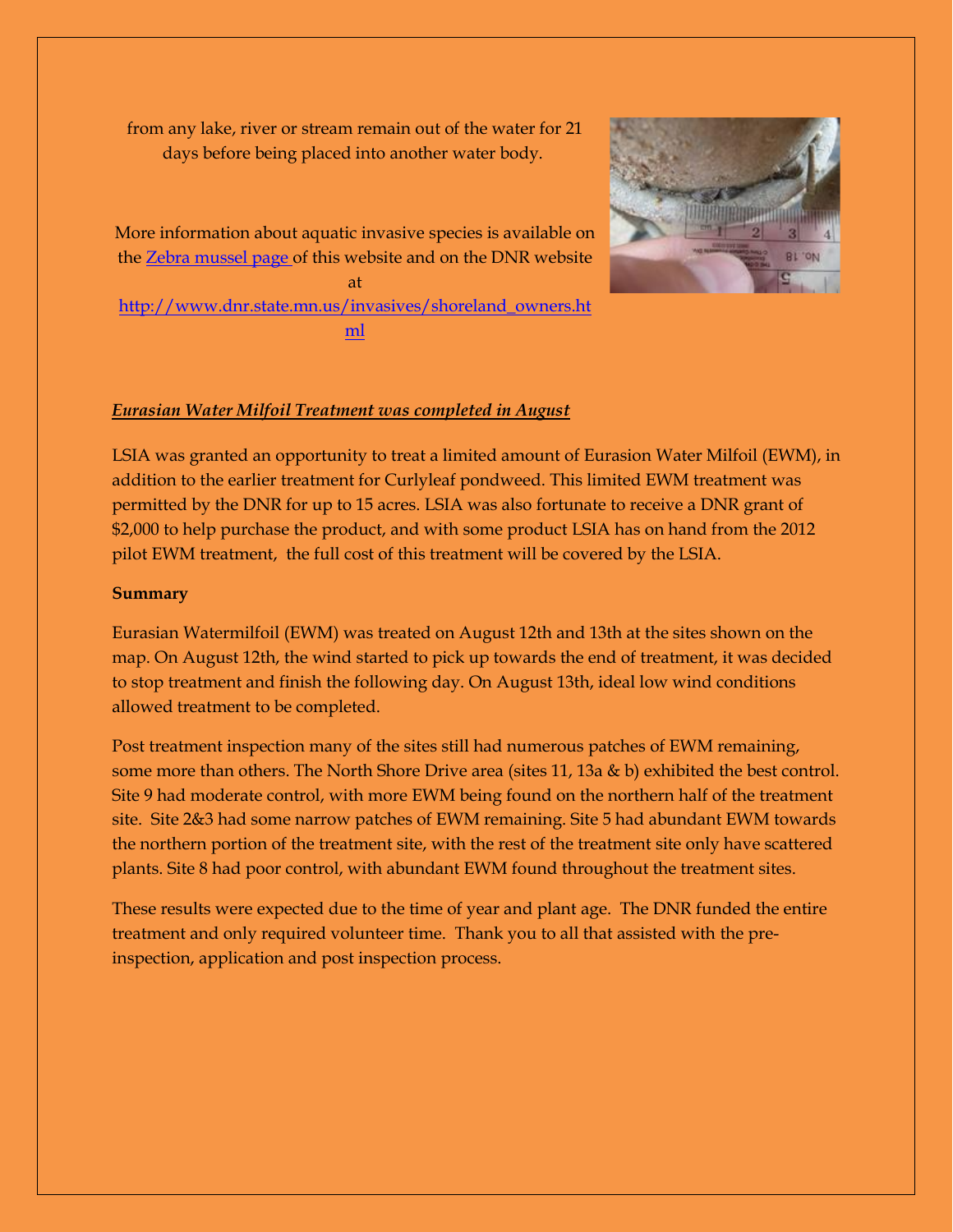from any lake, river or stream remain out of the water for 21 days before being placed into another water body.

More information about aquatic invasive species is available on the [Zebra mussel page](#) of this website and on the DNR website at [http://www.dnr.state.mn.us/invasives/shoreland_owners.html](http://www.dnr.state.mn.us/invasives/shoreland_owners.html)

***Eurasian Water Milfoil Treatment was completed in August***

LSIA was granted an opportunity to treat a limited amount of Eurasion Water Milfoil (EWM), in addition to the earlier treatment for Curlyleaf pondweed. This limited EWM treatment was permitted by the DNR for up to 15 acres. LSIA was also fortunate to receive a DNR grant of $2,000 to help purchase the product, and with some product LSIA has on hand from the 2012 pilot EWM treatment, the full cost of this treatment will be covered by the LSIA.

**Summary**

Eurasian Watermilfoil (EWM) was treated on August 12th and 13th at the sites shown on the map. On August 12th, the wind started to pick up towards the end of treatment, it was decided to stop treatment and finish the following day. On August 13th, ideal low wind conditions allowed treatment to be completed.

Post treatment inspection many of the sites still had numerous patches of EWM remaining, some more than others. The North Shore Drive area (sites 11, 13a & b) exhibited the best control. Site 9 had moderate control, with more EWM being found on the northern half of the treatment site. Site 2&3 had some narrow patches of EWM remaining. Site 5 had abundant EWM towards the northern portion of the treatment site, with the rest of the treatment site only have scattered plants. Site 8 had poor control, with abundant EWM found throughout the treatment sites.

These results were expected due to the time of year and plant age. The DNR funded the entire treatment and only required volunteer time. Thank you to all that assisted with the pre-inspection, application and post inspection process.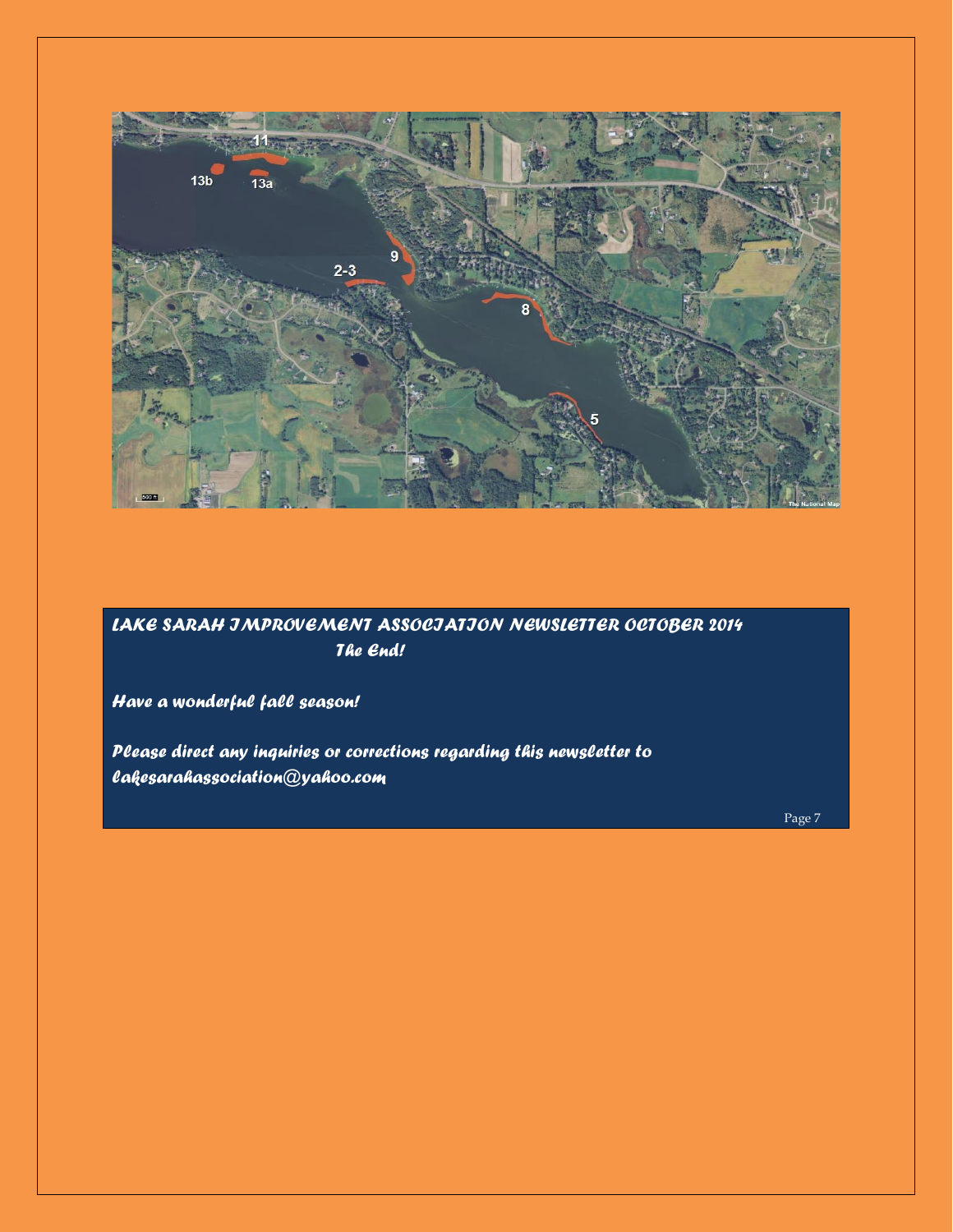11

13b

13a

9

2-3

8

5

500 ft

The National Map

*LAKE SARAH IMPROVEMENT ASSOCIATION NEWSLETTER OCTOBER 2014*

*The End!*

*Have a wonderful fall season!*

*Please direct any inquiries or corrections regarding this newsletter to lakesarahassociation@yahoo.com*